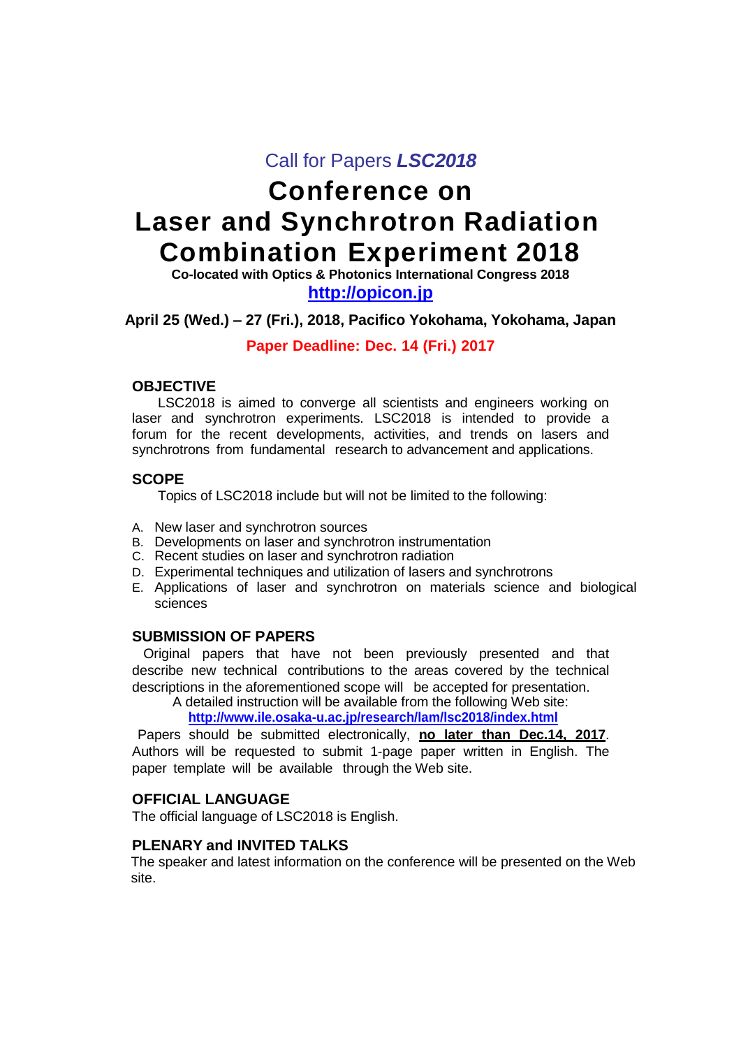Call for Papers ***LSC2018***

# Conference on Laser and Synchrotron Radiation Combination Experiment 2018

**Co-located with Optics & Photonics International Congress 2018**

**http://opicon.jp**

**April 25 (Wed.) – 27 (Fri.), 2018, Pacifico Yokohama, Yokohama, Japan**

**Paper Deadline: Dec. 14 (Fri.) 2017**

## OBJECTIVE

LSC2018 is aimed to converge all scientists and engineers working on laser and synchrotron experiments. LSC2018 is intended to provide a forum for the recent developments, activities, and trends on lasers and synchrotrons from fundamental research to advancement and applications.

## SCOPE

Topics of LSC2018 include but will not be limited to the following:

A. New laser and synchrotron sources
B. Developments on laser and synchrotron instrumentation
C. Recent studies on laser and synchrotron radiation
D. Experimental techniques and utilization of lasers and synchrotrons
E. Applications of laser and synchrotron on materials science and biological sciences

## SUBMISSION OF PAPERS

Original papers that have not been previously presented and that describe new technical contributions to the areas covered by the technical descriptions in the aforementioned scope will be accepted for presentation.

A detailed instruction will be available from the following Web site:

**http://www.ile.osaka-u.ac.jp/research/lam/lsc2018/index.html**

Papers should be submitted electronically, **no later than Dec.14, 2017**. Authors will be requested to submit 1-page paper written in English. The paper template will be available through the Web site.

## OFFICIAL LANGUAGE

The official language of LSC2018 is English.

## PLENARY and INVITED TALKS

The speaker and latest information on the conference will be presented on the Web site.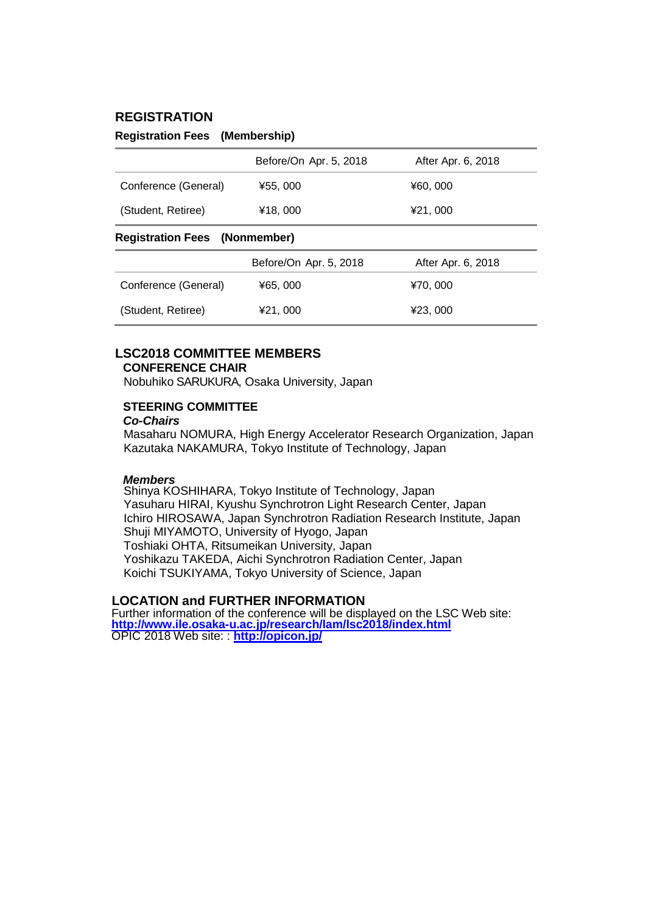## REGISTRATION

### Registration Fees (Membership)

| | Before/On Apr. 5, 2018 | After Apr. 6, 2018 |
|---|---|---|
| Conference (General) | ¥55, 000 | ¥60, 000 |
| (Student, Retiree) | ¥18, 000 | ¥21, 000 |

### Registration Fees (Nonmember)

| | Before/On Apr. 5, 2018 | After Apr. 6, 2018 |
|---|---|---|
| Conference (General) | ¥65, 000 | ¥70, 000 |
| (Student, Retiree) | ¥21, 000 | ¥23, 000 |

## LSC2018 COMMITTEE MEMBERS

### CONFERENCE CHAIR

Nobuhiko SARUKURA, Osaka University, Japan

### STEERING COMMITTEE

***Co-Chairs***

Masaharu NOMURA, High Energy Accelerator Research Organization, Japan
Kazutaka NAKAMURA, Tokyo Institute of Technology, Japan

***Members***

Shinya KOSHIHARA, Tokyo Institute of Technology, Japan
Yasuharu HIRAI, Kyushu Synchrotron Light Research Center, Japan
Ichiro HIROSAWA, Japan Synchrotron Radiation Research Institute, Japan
Shuji MIYAMOTO, University of Hyogo, Japan
Toshiaki OHTA, Ritsumeikan University, Japan
Yoshikazu TAKEDA, Aichi Synchrotron Radiation Center, Japan
Koichi TSUKIYAMA, Tokyo University of Science, Japan

## LOCATION and FURTHER INFORMATION

Further information of the conference will be displayed on the LSC Web site:
**http://www.ile.osaka-u.ac.jp/research/lam/lsc2018/index.html**
OPIC 2018 Web site: : **http://opicon.jp/**